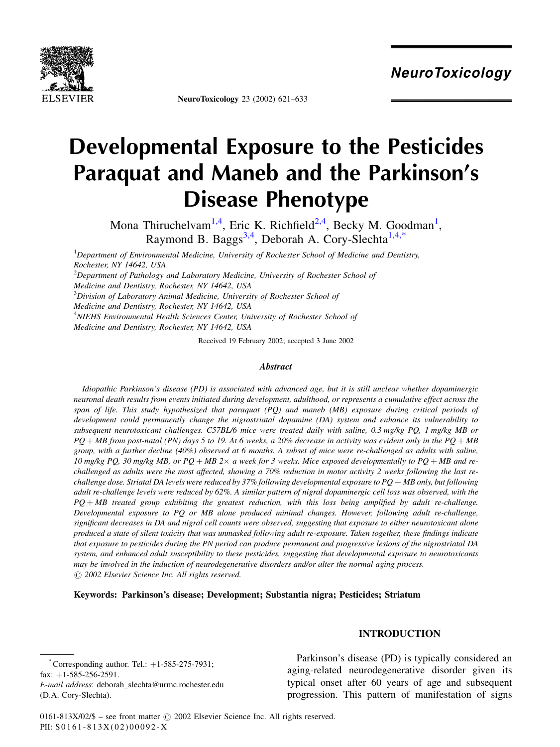# Developmental Exposure to the Pesticides Paraquat and Maneb and the Parkinson's Disease Phenotype

Mona Thiruchelvam[1,4], Eric K. Richfield[2,4], Becky M. Goodman[1], Raymond B. Baggs[3,4], Deborah A. Cory-Slechta[1,4,*]

[1]Department of Environmental Medicine, University of Rochester School of Medicine and Dentistry, Rochester, NY 14642, USA

[2]Department of Pathology and Laboratory Medicine, University of Rochester School of Medicine and Dentistry, Rochester, NY 14642, USA

[3]Division of Laboratory Animal Medicine, University of Rochester School of Medicine and Dentistry, Rochester, NY 14642, USA

[4]NIEHS Environmental Health Sciences Center, University of Rochester School of Medicine and Dentistry, Rochester, NY 14642, USA

Received 19 February 2002; accepted 3 June 2002

### Abstract

*Idiopathic Parkinson's disease (PD) is associated with advanced age, but it is still unclear whether dopaminergic neuronal death results from events initiated during development, adulthood, or represents a cumulative effect across the span of life. This study hypothesized that paraquat (PQ) and maneb (MB) exposure during critical periods of development could permanently change the nigrostriatal dopamine (DA) system and enhance its vulnerability to subsequent neurotoxicant challenges. C57BL/6 mice were treated daily with saline, 0.3 mg/kg PQ, 1 mg/kg MB or PQ + MB from post-natal (PN) days 5 to 19. At 6 weeks, a 20% decrease in activity was evident only in the PQ + MB group, with a further decline (40%) observed at 6 months. A subset of mice were re-challenged as adults with saline, 10 mg/kg PQ, 30 mg/kg MB, or PQ + MB 2× a week for 3 weeks. Mice exposed developmentally to PQ + MB and re-challenged as adults were the most affected, showing a 70% reduction in motor activity 2 weeks following the last re-challenge dose. Striatal DA levels were reduced by 37% following developmental exposure to PQ + MB only, but following adult re-challenge levels were reduced by 62%. A similar pattern of nigral dopaminergic cell loss was observed, with the PQ + MB treated group exhibiting the greatest reduction, with this loss being amplified by adult re-challenge. Developmental exposure to PQ or MB alone produced minimal changes. However, following adult re-challenge, significant decreases in DA and nigral cell counts were observed, suggesting that exposure to either neurotoxicant alone produced a state of silent toxicity that was unmasked following adult re-exposure. Taken together, these findings indicate that exposure to pesticides during the PN period can produce permanent and progressive lesions of the nigrostriatal DA system, and enhanced adult susceptibility to these pesticides, suggesting that developmental exposure to neurotoxicants may be involved in the induction of neurodegenerative disorders and/or alter the normal aging process.*
*© 2002 Elsevier Science Inc. All rights reserved.*

**Keywords: Parkinson's disease; Development; Substantia nigra; Pesticides; Striatum**

## INTRODUCTION

Parkinson's disease (PD) is typically considered an aging-related neurodegenerative disorder given its typical onset after 60 years of age and subsequent progression. This pattern of manifestation of signs

* Corresponding author. Tel.: +1-585-275-7931; fax: +1-585-256-2591.
*E-mail address*: deborah_slechta@urmc.rochester.edu (D.A. Cory-Slechta).

0161-813X/02/$ – see front matter © 2002 Elsevier Science Inc. All rights reserved.
PII: S0161-813X(02)00092-X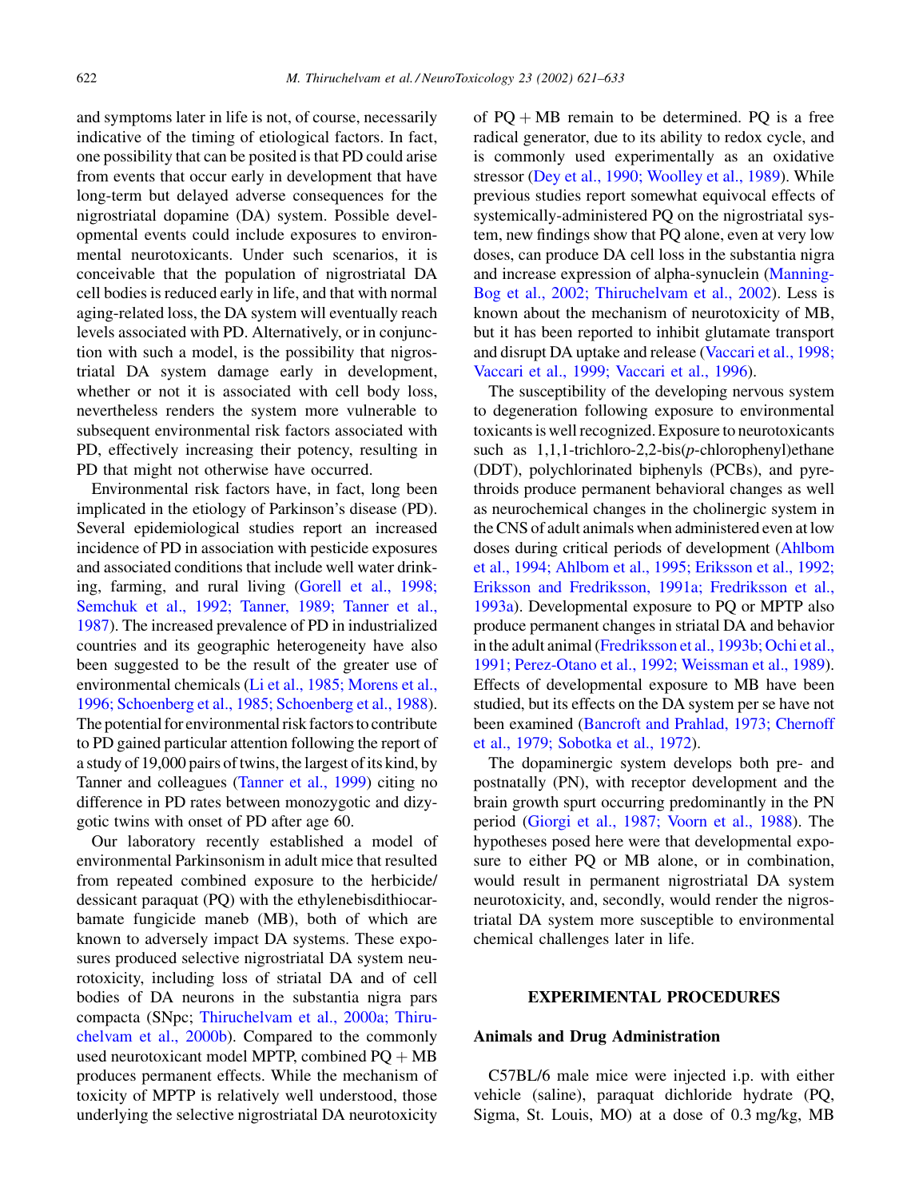and symptoms later in life is not, of course, necessarily indicative of the timing of etiological factors. In fact, one possibility that can be posited is that PD could arise from events that occur early in development that have long-term but delayed adverse consequences for the nigrostriatal dopamine (DA) system. Possible developmental events could include exposures to environmental neurotoxicants. Under such scenarios, it is conceivable that the population of nigrostriatal DA cell bodies is reduced early in life, and that with normal aging-related loss, the DA system will eventually reach levels associated with PD. Alternatively, or in conjunction with such a model, is the possibility that nigrostriatal DA system damage early in development, whether or not it is associated with cell body loss, nevertheless renders the system more vulnerable to subsequent environmental risk factors associated with PD, effectively increasing their potency, resulting in PD that might not otherwise have occurred.

Environmental risk factors have, in fact, long been implicated in the etiology of Parkinson's disease (PD). Several epidemiological studies report an increased incidence of PD in association with pesticide exposures and associated conditions that include well water drinking, farming, and rural living (Gorell et al., 1998; Semchuk et al., 1992; Tanner, 1989; Tanner et al., 1987). The increased prevalence of PD in industrialized countries and its geographic heterogeneity have also been suggested to be the result of the greater use of environmental chemicals (Li et al., 1985; Morens et al., 1996; Schoenberg et al., 1985; Schoenberg et al., 1988). The potential for environmental risk factors to contribute to PD gained particular attention following the report of a study of 19,000 pairs of twins, the largest of its kind, by Tanner and colleagues (Tanner et al., 1999) citing no difference in PD rates between monozygotic and dizygotic twins with onset of PD after age 60.

Our laboratory recently established a model of environmental Parkinsonism in adult mice that resulted from repeated combined exposure to the herbicide/dessicant paraquat (PQ) with the ethylenebisdithiocarbamate fungicide maneb (MB), both of which are known to adversely impact DA systems. These exposures produced selective nigrostriatal DA system neurotoxicity, including loss of striatal DA and of cell bodies of DA neurons in the substantia nigra pars compacta (SNpc; Thiruchelvam et al., 2000a; Thiruchelvam et al., 2000b). Compared to the commonly used neurotoxicant model MPTP, combined PQ + MB produces permanent effects. While the mechanism of toxicity of MPTP is relatively well understood, those underlying the selective nigrostriatal DA neurotoxicity of PQ + MB remain to be determined. PQ is a free radical generator, due to its ability to redox cycle, and is commonly used experimentally as an oxidative stressor (Dey et al., 1990; Woolley et al., 1989). While previous studies report somewhat equivocal effects of systemically-administered PQ on the nigrostriatal system, new findings show that PQ alone, even at very low doses, can produce DA cell loss in the substantia nigra and increase expression of alpha-synuclein (Manning-Bog et al., 2002; Thiruchelvam et al., 2002). Less is known about the mechanism of neurotoxicity of MB, but it has been reported to inhibit glutamate transport and disrupt DA uptake and release (Vaccari et al., 1998; Vaccari et al., 1999; Vaccari et al., 1996).

The susceptibility of the developing nervous system to degeneration following exposure to environmental toxicants is well recognized. Exposure to neurotoxicants such as 1,1,1-trichloro-2,2-bis(*p*-chlorophenyl)ethane (DDT), polychlorinated biphenyls (PCBs), and pyrethroids produce permanent behavioral changes as well as neurochemical changes in the cholinergic system in the CNS of adult animals when administered even at low doses during critical periods of development (Ahlbom et al., 1994; Ahlbom et al., 1995; Eriksson et al., 1992; Eriksson and Fredriksson, 1991a; Fredriksson et al., 1993a). Developmental exposure to PQ or MPTP also produce permanent changes in striatal DA and behavior in the adult animal (Fredriksson et al., 1993b; Ochi et al., 1991; Perez-Otano et al., 1992; Weissman et al., 1989). Effects of developmental exposure to MB have been studied, but its effects on the DA system per se have not been examined (Bancroft and Prahlad, 1973; Chernoff et al., 1979; Sobotka et al., 1972).

The dopaminergic system develops both pre- and postnatally (PN), with receptor development and the brain growth spurt occurring predominantly in the PN period (Giorgi et al., 1987; Voorn et al., 1988). The hypotheses posed here were that developmental exposure to either PQ or MB alone, or in combination, would result in permanent nigrostriatal DA system neurotoxicity, and, secondly, would render the nigrostriatal DA system more susceptible to environmental chemical challenges later in life.

## EXPERIMENTAL PROCEDURES

### Animals and Drug Administration

C57BL/6 male mice were injected i.p. with either vehicle (saline), paraquat dichloride hydrate (PQ, Sigma, St. Louis, MO) at a dose of 0.3 mg/kg, MB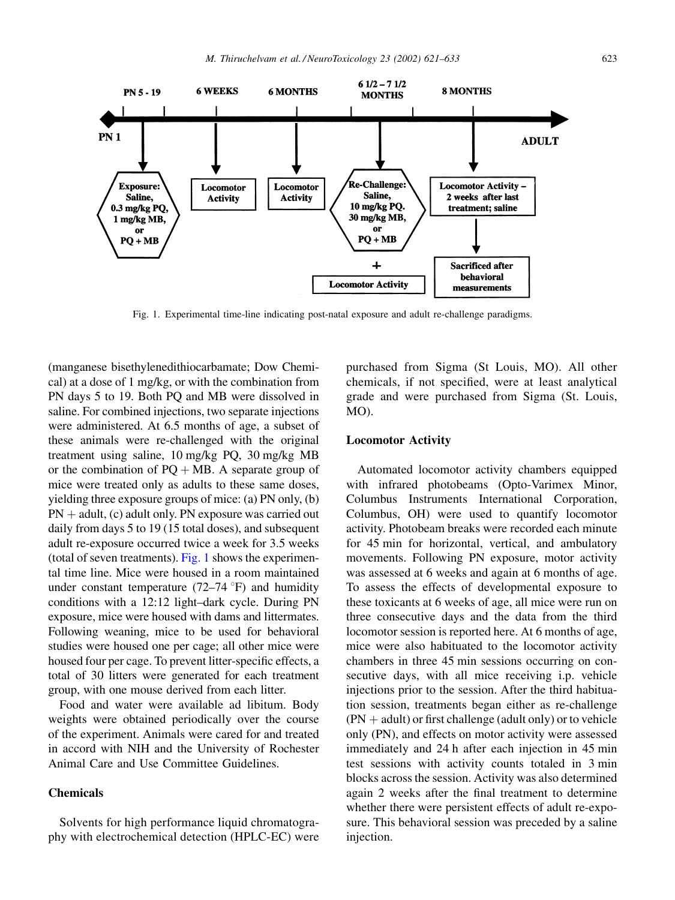Fig. 1. Experimental time-line indicating post-natal exposure and adult re-challenge paradigms.

(manganese bisethylenedithiocarbamate; Dow Chemical) at a dose of 1 mg/kg, or with the combination from PN days 5 to 19. Both PQ and MB were dissolved in saline. For combined injections, two separate injections were administered. At 6.5 months of age, a subset of these animals were re-challenged with the original treatment using saline, 10 mg/kg PQ, 30 mg/kg MB or the combination of PQ + MB. A separate group of mice were treated only as adults to these same doses, yielding three exposure groups of mice: (a) PN only, (b) PN + adult, (c) adult only. PN exposure was carried out daily from days 5 to 19 (15 total doses), and subsequent adult re-exposure occurred twice a week for 3.5 weeks (total of seven treatments). Fig. 1 shows the experimental time line. Mice were housed in a room maintained under constant temperature (72–74 °F) and humidity conditions with a 12:12 light–dark cycle. During PN exposure, mice were housed with dams and littermates. Following weaning, mice to be used for behavioral studies were housed one per cage; all other mice were housed four per cage. To prevent litter-specific effects, a total of 30 litters were generated for each treatment group, with one mouse derived from each litter.

Food and water were available ad libitum. Body weights were obtained periodically over the course of the experiment. Animals were cared for and treated in accord with NIH and the University of Rochester Animal Care and Use Committee Guidelines.

## Chemicals

Solvents for high performance liquid chromatography with electrochemical detection (HPLC-EC) were purchased from Sigma (St Louis, MO). All other chemicals, if not specified, were at least analytical grade and were purchased from Sigma (St. Louis, MO).

## Locomotor Activity

Automated locomotor activity chambers equipped with infrared photobeams (Opto-Varimex Minor, Columbus Instruments International Corporation, Columbus, OH) were used to quantify locomotor activity. Photobeam breaks were recorded each minute for 45 min for horizontal, vertical, and ambulatory movements. Following PN exposure, motor activity was assessed at 6 weeks and again at 6 months of age. To assess the effects of developmental exposure to these toxicants at 6 weeks of age, all mice were run on three consecutive days and the data from the third locomotor session is reported here. At 6 months of age, mice were also habituated to the locomotor activity chambers in three 45 min sessions occurring on consecutive days, with all mice receiving i.p. vehicle injections prior to the session. After the third habituation session, treatments began either as re-challenge (PN + adult) or first challenge (adult only) or to vehicle only (PN), and effects on motor activity were assessed immediately and 24 h after each injection in 45 min test sessions with activity counts totaled in 3 min blocks across the session. Activity was also determined again 2 weeks after the final treatment to determine whether there were persistent effects of adult re-exposure. This behavioral session was preceded by a saline injection.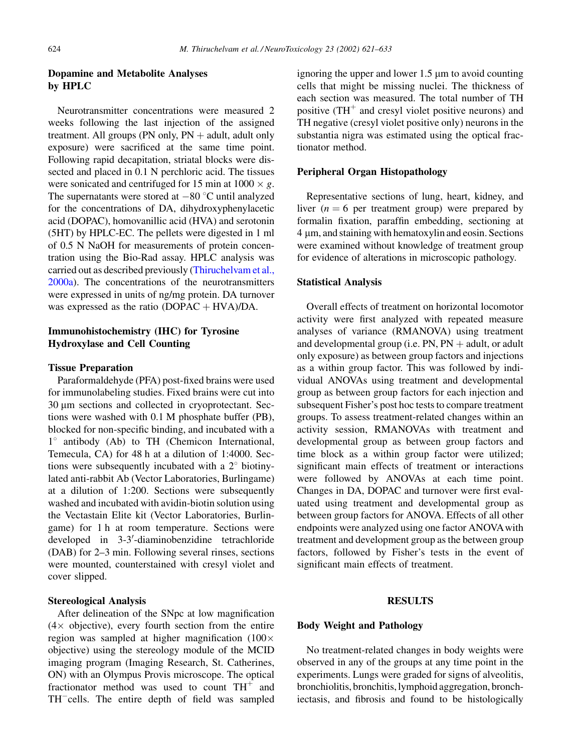## Dopamine and Metabolite Analyses by HPLC

Neurotransmitter concentrations were measured 2 weeks following the last injection of the assigned treatment. All groups (PN only, PN + adult, adult only exposure) were sacrificed at the same time point. Following rapid decapitation, striatal blocks were dissected and placed in 0.1 N perchloric acid. The tissues were sonicated and centrifuged for 15 min at $1000 \times g$. The supernatants were stored at $-80$ °C until analyzed for the concentrations of DA, dihydroxyphenylacetic acid (DOPAC), homovanillic acid (HVA) and serotonin (5HT) by HPLC-EC. The pellets were digested in 1 ml of 0.5 N NaOH for measurements of protein concentration using the Bio-Rad assay. HPLC analysis was carried out as described previously (Thiruchelvam et al., 2000a). The concentrations of the neurotransmitters were expressed in units of ng/mg protein. DA turnover was expressed as the ratio (DOPAC + HVA)/DA.

## Immunohistochemistry (IHC) for Tyrosine Hydroxylase and Cell Counting

### Tissue Preparation

Paraformaldehyde (PFA) post-fixed brains were used for immunolabeling studies. Fixed brains were cut into 30 μm sections and collected in cryoprotectant. Sections were washed with 0.1 M phosphate buffer (PB), blocked for non-specific binding, and incubated with a 1° antibody (Ab) to TH (Chemicon International, Temecula, CA) for 48 h at a dilution of 1:4000. Sections were subsequently incubated with a 2° biotinylated anti-rabbit Ab (Vector Laboratories, Burlingame) at a dilution of 1:200. Sections were subsequently washed and incubated with avidin-biotin solution using the Vectastain Elite kit (Vector Laboratories, Burlingame) for 1 h at room temperature. Sections were developed in 3-3′-diaminobenzidine tetrachloride (DAB) for 2–3 min. Following several rinses, sections were mounted, counterstained with cresyl violet and cover slipped.

### Stereological Analysis

After delineation of the SNpc at low magnification (4× objective), every fourth section from the entire region was sampled at higher magnification (100× objective) using the stereology module of the MCID imaging program (Imaging Research, St. Catherines, ON) with an Olympus Provis microscope. The optical fractionator method was used to count $TH^+$ and $TH^-$cells. The entire depth of field was sampled ignoring the upper and lower 1.5 μm to avoid counting cells that might be missing nuclei. The thickness of each section was measured. The total number of TH positive ($TH^+$ and cresyl violet positive neurons) and TH negative (cresyl violet positive only) neurons in the substantia nigra was estimated using the optical fractionator method.

## Peripheral Organ Histopathology

Representative sections of lung, heart, kidney, and liver ($n = 6$ per treatment group) were prepared by formalin fixation, paraffin embedding, sectioning at 4 μm, and staining with hematoxylin and eosin. Sections were examined without knowledge of treatment group for evidence of alterations in microscopic pathology.

## Statistical Analysis

Overall effects of treatment on horizontal locomotor activity were first analyzed with repeated measure analyses of variance (RMANOVA) using treatment and developmental group (i.e. PN, PN + adult, or adult only exposure) as between group factors and injections as a within group factor. This was followed by individual ANOVAs using treatment and developmental group as between group factors for each injection and subsequent Fisher's post hoc tests to compare treatment groups. To assess treatment-related changes within an activity session, RMANOVAs with treatment and developmental group as between group factors and time block as a within group factor were utilized; significant main effects of treatment or interactions were followed by ANOVAs at each time point. Changes in DA, DOPAC and turnover were first evaluated using treatment and developmental group as between group factors for ANOVA. Effects of all other endpoints were analyzed using one factor ANOVA with treatment and development group as the between group factors, followed by Fisher's tests in the event of significant main effects of treatment.

# RESULTS

## Body Weight and Pathology

No treatment-related changes in body weights were observed in any of the groups at any time point in the experiments. Lungs were graded for signs of alveolitis, bronchiolitis, bronchitis, lymphoid aggregation, bronchiectasis, and fibrosis and found to be histologically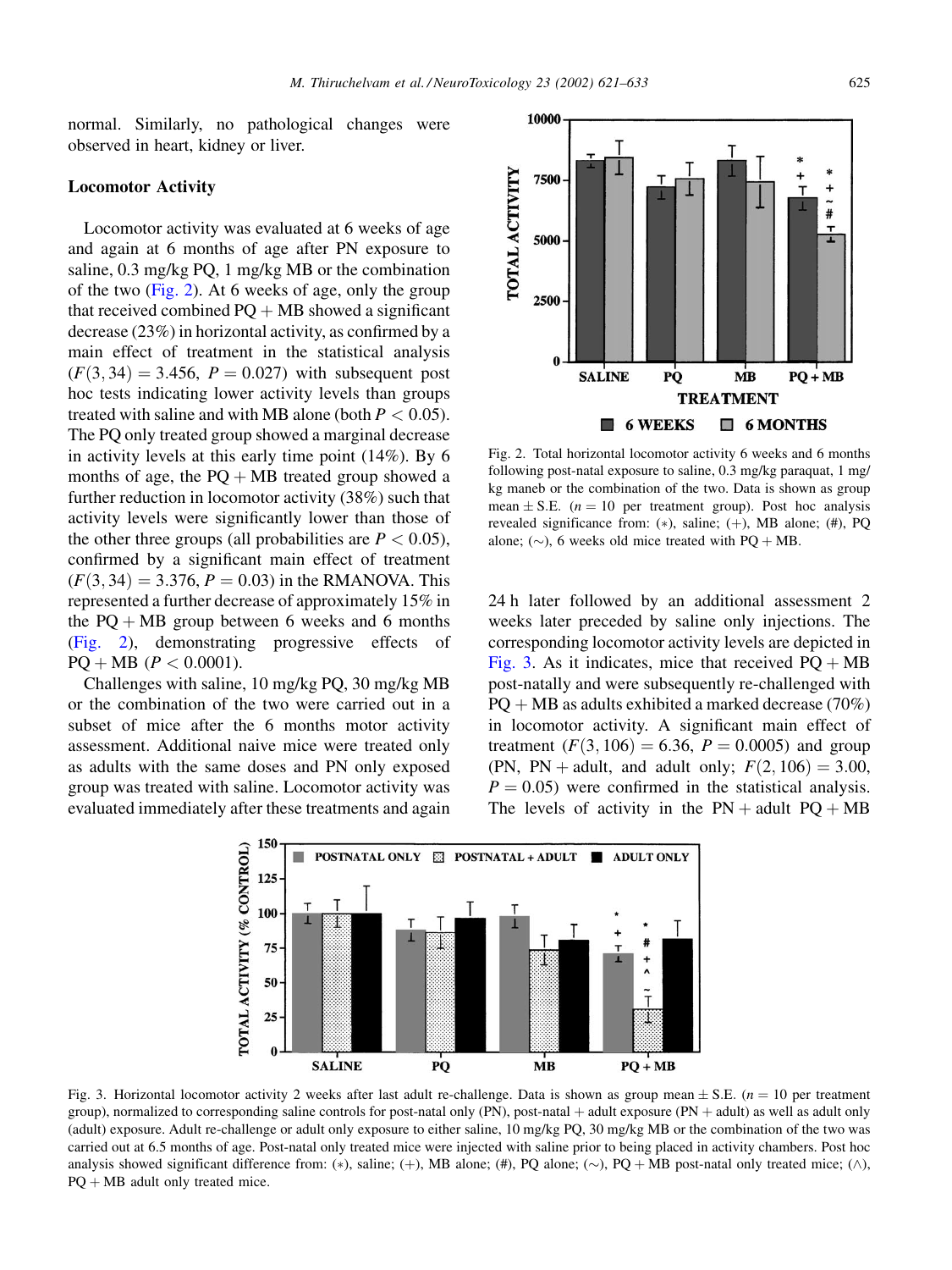normal. Similarly, no pathological changes were observed in heart, kidney or liver.

### Locomotor Activity

Locomotor activity was evaluated at 6 weeks of age and again at 6 months of age after PN exposure to saline, 0.3 mg/kg PQ, 1 mg/kg MB or the combination of the two (Fig. 2). At 6 weeks of age, only the group that received combined PQ + MB showed a significant decrease (23%) in horizontal activity, as confirmed by a main effect of treatment in the statistical analysis ($F(3, 34) = 3.456$, $P = 0.027$) with subsequent post hoc tests indicating lower activity levels than groups treated with saline and with MB alone (both $P < 0.05$). The PQ only treated group showed a marginal decrease in activity levels at this early time point (14%). By 6 months of age, the PQ + MB treated group showed a further reduction in locomotor activity (38%) such that activity levels were significantly lower than those of the other three groups (all probabilities are $P < 0.05$), confirmed by a significant main effect of treatment ($F(3, 34) = 3.376$, $P = 0.03$) in the RMANOVA. This represented a further decrease of approximately 15% in the PQ + MB group between 6 weeks and 6 months (Fig. 2), demonstrating progressive effects of PQ + MB ($P < 0.0001$).

Challenges with saline, 10 mg/kg PQ, 30 mg/kg MB or the combination of the two were carried out in a subset of mice after the 6 months motor activity assessment. Additional naive mice were treated only as adults with the same doses and PN only exposed group was treated with saline. Locomotor activity was evaluated immediately after these treatments and again 24 h later followed by an additional assessment 2 weeks later preceded by saline only injections. The corresponding locomotor activity levels are depicted in Fig. 3. As it indicates, mice that received PQ + MB post-natally and were subsequently re-challenged with PQ + MB as adults exhibited a marked decrease (70%) in locomotor activity. A significant main effect of treatment ($F(3, 106) = 6.36$, $P = 0.0005$) and group (PN, PN + adult, and adult only; $F(2, 106) = 3.00$, $P = 0.05$) were confirmed in the statistical analysis. The levels of activity in the PN + adult PQ + MB

Fig. 2. Total horizontal locomotor activity 6 weeks and 6 months following post-natal exposure to saline, 0.3 mg/kg paraquat, 1 mg/kg maneb or the combination of the two. Data is shown as group mean ± S.E. ($n = 10$ per treatment group). Post hoc analysis revealed significance from: (*), saline; (+), MB alone; (#), PQ alone; (~), 6 weeks old mice treated with PQ + MB.

Fig. 3. Horizontal locomotor activity 2 weeks after last adult re-challenge. Data is shown as group mean ± S.E. ($n = 10$ per treatment group), normalized to corresponding saline controls for post-natal only (PN), post-natal + adult exposure (PN + adult) as well as adult only (adult) exposure. Adult re-challenge or adult only exposure to either saline, 10 mg/kg PQ, 30 mg/kg MB or the combination of the two was carried out at 6.5 months of age. Post-natal only treated mice were injected with saline prior to being placed in activity chambers. Post hoc analysis showed significant difference from: (*), saline; (+), MB alone; (#), PQ alone; (~), PQ + MB post-natal only treated mice; (∧), PQ + MB adult only treated mice.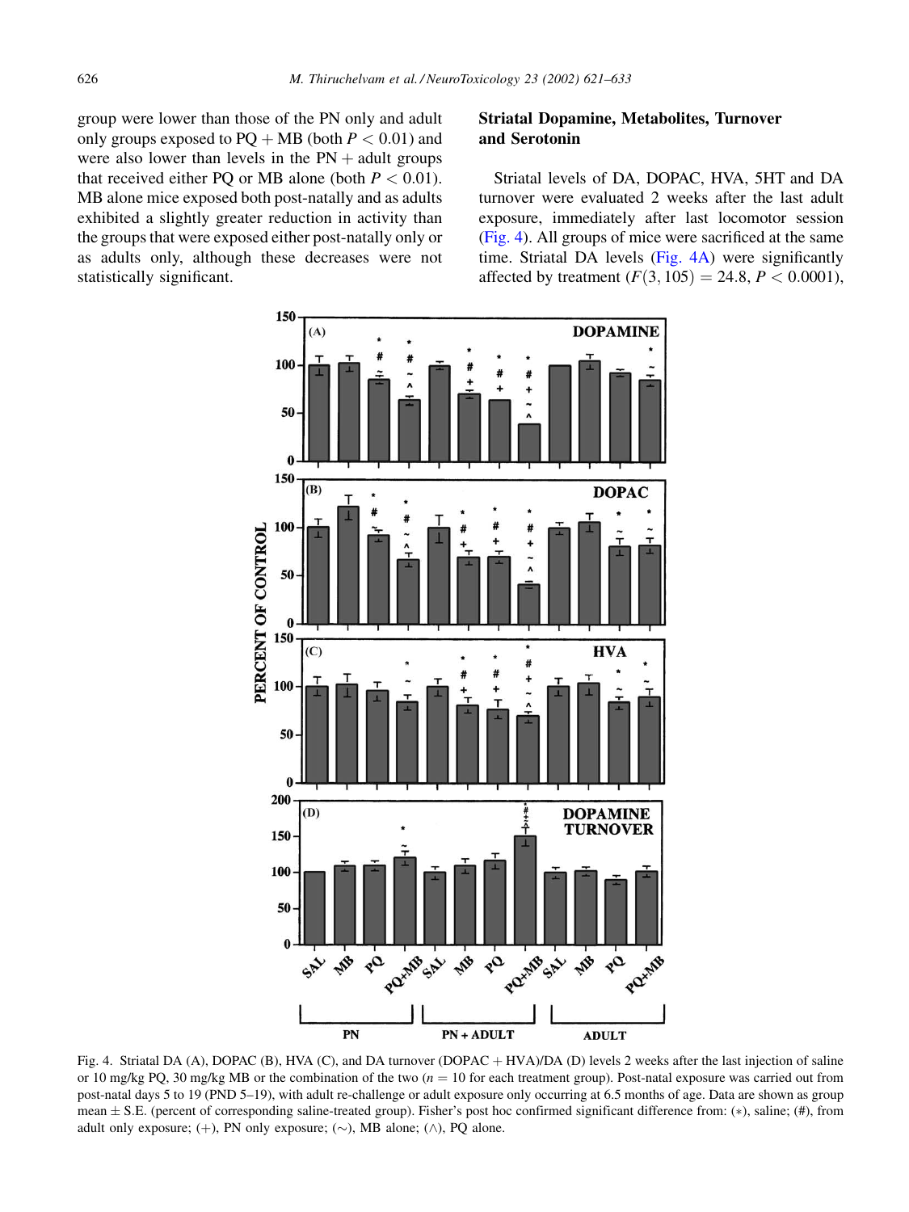group were lower than those of the PN only and adult only groups exposed to PQ + MB (both $P < 0.01$) and were also lower than levels in the PN + adult groups that received either PQ or MB alone (both $P < 0.01$). MB alone mice exposed both post-natally and as adults exhibited a slightly greater reduction in activity than the groups that were exposed either post-natally only or as adults only, although these decreases were not statistically significant.

## Striatal Dopamine, Metabolites, Turnover and Serotonin

Striatal levels of DA, DOPAC, HVA, 5HT and DA turnover were evaluated 2 weeks after the last adult exposure, immediately after last locomotor session (Fig. 4). All groups of mice were sacrificed at the same time. Striatal DA levels (Fig. 4A) were significantly affected by treatment ($F(3, 105) = 24.8$, $P < 0.0001$),

Fig. 4. Striatal DA (A), DOPAC (B), HVA (C), and DA turnover (DOPAC + HVA)/DA (D) levels 2 weeks after the last injection of saline or 10 mg/kg PQ, 30 mg/kg MB or the combination of the two ($n = 10$ for each treatment group). Post-natal exposure was carried out from post-natal days 5 to 19 (PND 5–19), with adult re-challenge or adult exposure only occurring at 6.5 months of age. Data are shown as group mean ± S.E. (percent of corresponding saline-treated group). Fisher's post hoc confirmed significant difference from: (∗), saline; (#), from adult only exposure; (+), PN only exposure; (∼), MB alone; (∧), PQ alone.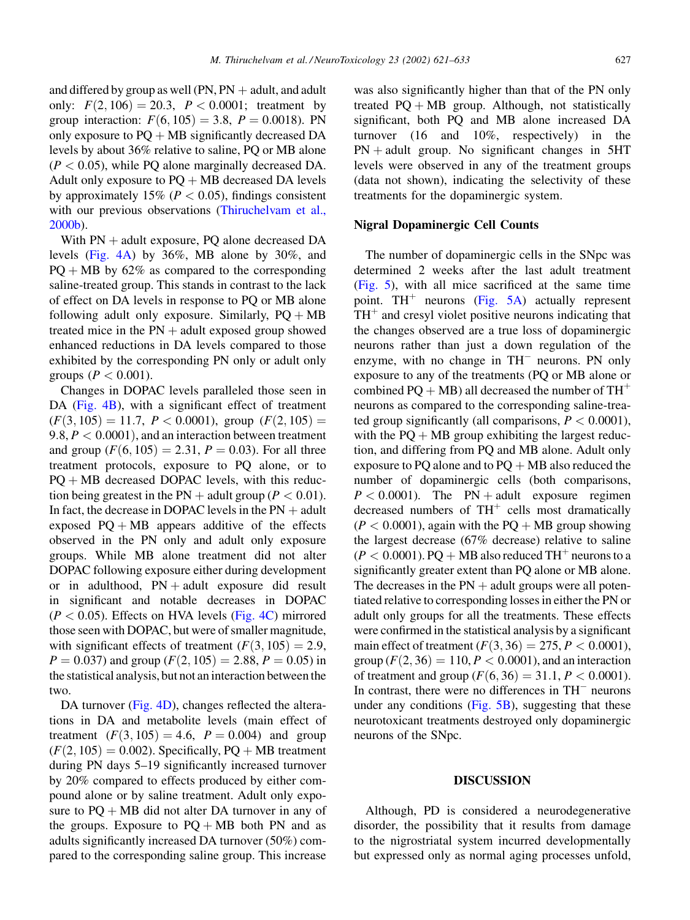and differed by group as well (PN, PN + adult, and adult only: $F(2, 106) = 20.3$, $P < 0.0001$; treatment by group interaction: $F(6, 105) = 3.8$, $P = 0.0018$). PN only exposure to PQ + MB significantly decreased DA levels by about 36% relative to saline, PQ or MB alone ($P < 0.05$), while PQ alone marginally decreased DA. Adult only exposure to PQ + MB decreased DA levels by approximately 15% ($P < 0.05$), findings consistent with our previous observations (Thiruchelvam et al., 2000b).

With PN + adult exposure, PQ alone decreased DA levels (Fig. 4A) by 36%, MB alone by 30%, and PQ + MB by 62% as compared to the corresponding saline-treated group. This stands in contrast to the lack of effect on DA levels in response to PQ or MB alone following adult only exposure. Similarly, PQ + MB treated mice in the PN + adult exposed group showed enhanced reductions in DA levels compared to those exhibited by the corresponding PN only or adult only groups ($P < 0.001$).

Changes in DOPAC levels paralleled those seen in DA (Fig. 4B), with a significant effect of treatment ($F(3, 105) = 11.7$, $P < 0.0001$), group ($F(2, 105) = 9.8$, $P < 0.0001$), and an interaction between treatment and group ($F(6, 105) = 2.31$, $P = 0.03$). For all three treatment protocols, exposure to PQ alone, or to PQ + MB decreased DOPAC levels, with this reduction being greatest in the PN + adult group ($P < 0.01$). In fact, the decrease in DOPAC levels in the PN + adult exposed PQ + MB appears additive of the effects observed in the PN only and adult only exposure groups. While MB alone treatment did not alter DOPAC following exposure either during development or in adulthood, PN + adult exposure did result in significant and notable decreases in DOPAC ($P < 0.05$). Effects on HVA levels (Fig. 4C) mirrored those seen with DOPAC, but were of smaller magnitude, with significant effects of treatment ($F(3, 105) = 2.9$, $P = 0.037$) and group ($F(2, 105) = 2.88$, $P = 0.05$) in the statistical analysis, but not an interaction between the two.

DA turnover (Fig. 4D), changes reflected the alterations in DA and metabolite levels (main effect of treatment ($F(3, 105) = 4.6$, $P = 0.004$) and group ($F(2, 105) = 0.002$). Specifically, PQ + MB treatment during PN days 5–19 significantly increased turnover by 20% compared to effects produced by either compound alone or by saline treatment. Adult only exposure to PQ + MB did not alter DA turnover in any of the groups. Exposure to PQ + MB both PN and as adults significantly increased DA turnover (50%) compared to the corresponding saline group. This increase was also significantly higher than that of the PN only treated PQ + MB group. Although, not statistically significant, both PQ and MB alone increased DA turnover (16 and 10%, respectively) in the PN + adult group. No significant changes in 5HT levels were observed in any of the treatment groups (data not shown), indicating the selectivity of these treatments for the dopaminergic system.

### Nigral Dopaminergic Cell Counts

The number of dopaminergic cells in the SNpc was determined 2 weeks after the last adult treatment (Fig. 5), with all mice sacrificed at the same time point. $TH^+$ neurons (Fig. 5A) actually represent $TH^+$ and cresyl violet positive neurons indicating that the changes observed are a true loss of dopaminergic neurons rather than just a down regulation of the enzyme, with no change in $TH^-$ neurons. PN only exposure to any of the treatments (PQ or MB alone or combined PQ + MB) all decreased the number of $TH^+$ neurons as compared to the corresponding saline-treated group significantly (all comparisons, $P < 0.0001$), with the PQ + MB group exhibiting the largest reduction, and differing from PQ and MB alone. Adult only exposure to PQ alone and to PQ + MB also reduced the number of dopaminergic cells (both comparisons, $P < 0.0001$). The PN + adult exposure regimen decreased numbers of $TH^+$ cells most dramatically ($P < 0.0001$), again with the PQ + MB group showing the largest decrease (67% decrease) relative to saline ($P < 0.0001$). PQ + MB also reduced $TH^+$ neurons to a significantly greater extent than PQ alone or MB alone. The decreases in the PN + adult groups were all potentiated relative to corresponding losses in either the PN or adult only groups for all the treatments. These effects were confirmed in the statistical analysis by a significant main effect of treatment ($F(3, 36) = 275$, $P < 0.0001$), group ($F(2, 36) = 110$, $P < 0.0001$), and an interaction of treatment and group ($F(6, 36) = 31.1$, $P < 0.0001$). In contrast, there were no differences in $TH^-$ neurons under any conditions (Fig. 5B), suggesting that these neurotoxicant treatments destroyed only dopaminergic neurons of the SNpc.

## DISCUSSION

Although, PD is considered a neurodegenerative disorder, the possibility that it results from damage to the nigrostriatal system incurred developmentally but expressed only as normal aging processes unfold,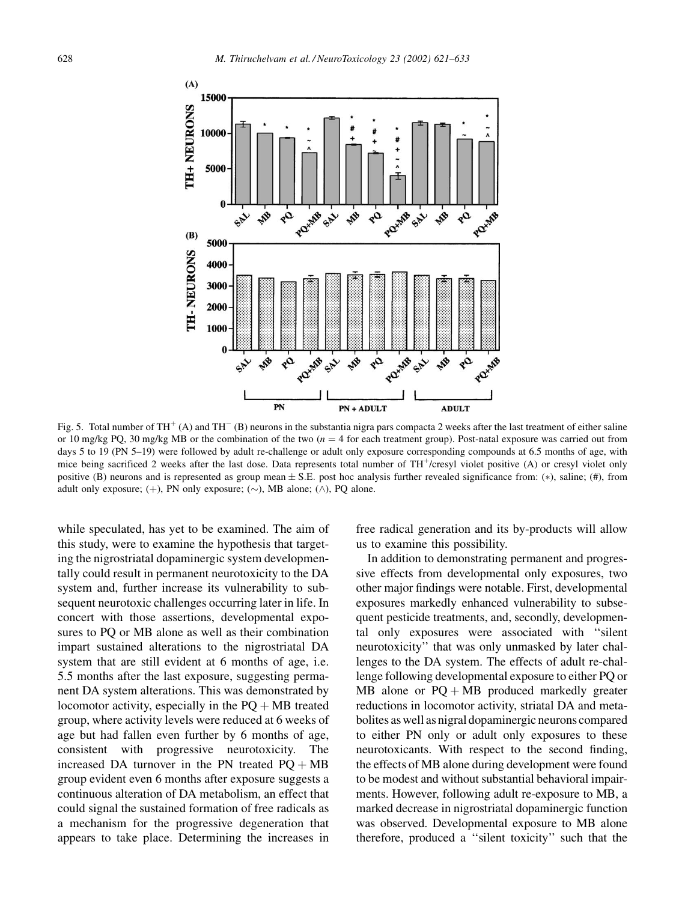Fig. 5. Total number of $TH^+$ (A) and $TH^-$ (B) neurons in the substantia nigra pars compacta 2 weeks after the last treatment of either saline or 10 mg/kg PQ, 30 mg/kg MB or the combination of the two ($n = 4$ for each treatment group). Post-natal exposure was carried out from days 5 to 19 (PN 5–19) were followed by adult re-challenge or adult only exposure corresponding compounds at 6.5 months of age, with mice being sacrificed 2 weeks after the last dose. Data represents total number of $TH^+$/cresyl violet positive (A) or cresyl violet only positive (B) neurons and is represented as group mean ± S.E. post hoc analysis further revealed significance from: (*), saline; (#), from adult only exposure; (+), PN only exposure; (~), MB alone; (∧), PQ alone.

while speculated, has yet to be examined. The aim of this study, were to examine the hypothesis that targeting the nigrostriatal dopaminergic system developmentally could result in permanent neurotoxicity to the DA system and, further increase its vulnerability to subsequent neurotoxic challenges occurring later in life. In concert with those assertions, developmental exposures to PQ or MB alone as well as their combination impart sustained alterations to the nigrostriatal DA system that are still evident at 6 months of age, i.e. 5.5 months after the last exposure, suggesting permanent DA system alterations. This was demonstrated by locomotor activity, especially in the PQ + MB treated group, where activity levels were reduced at 6 weeks of age but had fallen even further by 6 months of age, consistent with progressive neurotoxicity. The increased DA turnover in the PN treated PQ + MB group evident even 6 months after exposure suggests a continuous alteration of DA metabolism, an effect that could signal the sustained formation of free radicals as a mechanism for the progressive degeneration that appears to take place. Determining the increases in free radical generation and its by-products will allow us to examine this possibility.

In addition to demonstrating permanent and progressive effects from developmental only exposures, two other major findings were notable. First, developmental exposures markedly enhanced vulnerability to subsequent pesticide treatments, and, secondly, developmental only exposures were associated with "silent neurotoxicity" that was only unmasked by later challenges to the DA system. The effects of adult re-challenge following developmental exposure to either PQ or MB alone or PQ + MB produced markedly greater reductions in locomotor activity, striatal DA and metabolites as well as nigral dopaminergic neurons compared to either PN only or adult only exposures to these neurotoxicants. With respect to the second finding, the effects of MB alone during development were found to be modest and without substantial behavioral impairments. However, following adult re-exposure to MB, a marked decrease in nigrostriatal dopaminergic function was observed. Developmental exposure to MB alone therefore, produced a "silent toxicity" such that the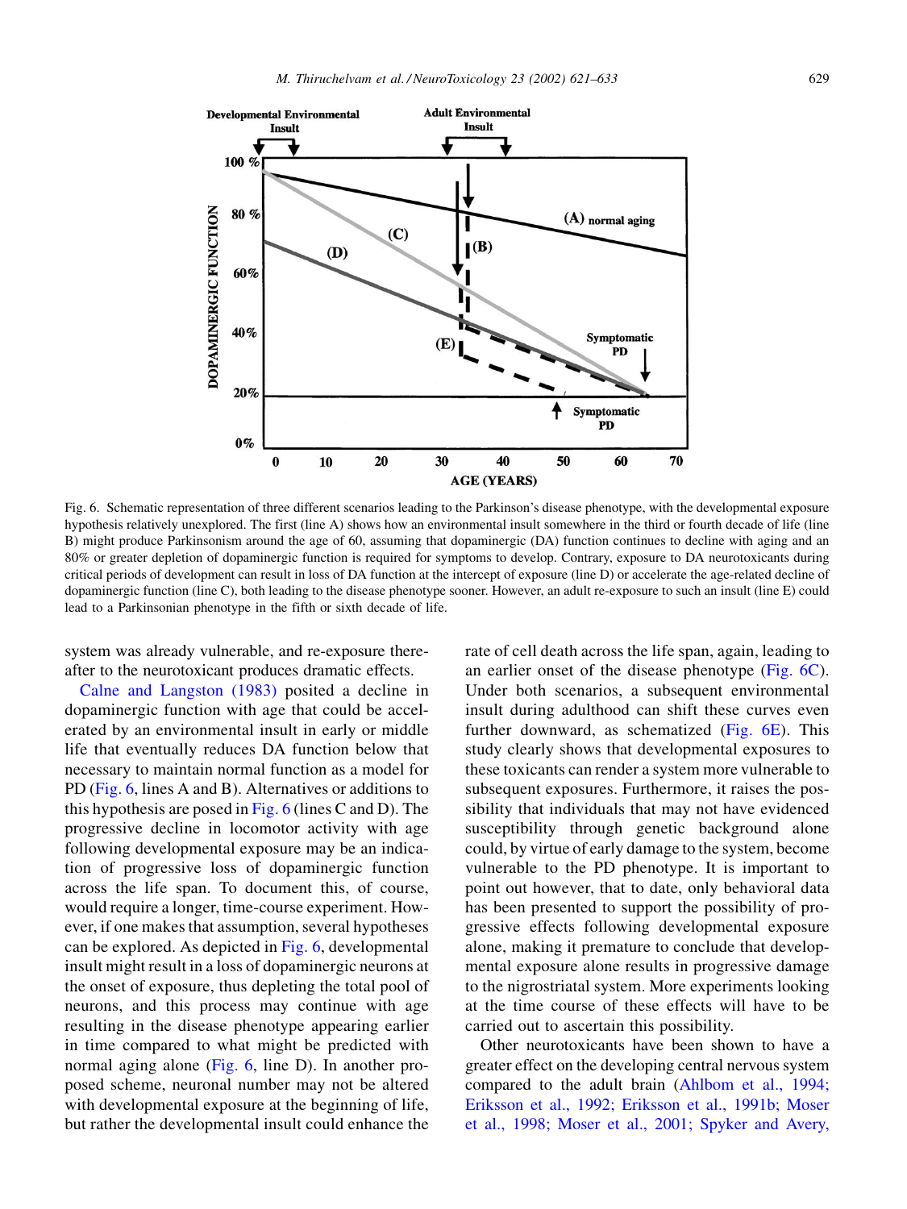Fig. 6. Schematic representation of three different scenarios leading to the Parkinson's disease phenotype, with the developmental exposure hypothesis relatively unexplored. The first (line A) shows how an environmental insult somewhere in the third or fourth decade of life (line B) might produce Parkinsonism around the age of 60, assuming that dopaminergic (DA) function continues to decline with aging and an 80% or greater depletion of dopaminergic function is required for symptoms to develop. Contrary, exposure to DA neurotoxicants during critical periods of development can result in loss of DA function at the intercept of exposure (line D) or accelerate the age-related decline of dopaminergic function (line C), both leading to the disease phenotype sooner. However, an adult re-exposure to such an insult (line E) could lead to a Parkinsonian phenotype in the fifth or sixth decade of life.

system was already vulnerable, and re-exposure thereafter to the neurotoxicant produces dramatic effects.

Calne and Langston (1983) posited a decline in dopaminergic function with age that could be accelerated by an environmental insult in early or middle life that eventually reduces DA function below that necessary to maintain normal function as a model for PD (Fig. 6, lines A and B). Alternatives or additions to this hypothesis are posed in Fig. 6 (lines C and D). The progressive decline in locomotor activity with age following developmental exposure may be an indication of progressive loss of dopaminergic function across the life span. To document this, of course, would require a longer, time-course experiment. However, if one makes that assumption, several hypotheses can be explored. As depicted in Fig. 6, developmental insult might result in a loss of dopaminergic neurons at the onset of exposure, thus depleting the total pool of neurons, and this process may continue with age resulting in the disease phenotype appearing earlier in time compared to what might be predicted with normal aging alone (Fig. 6, line D). In another proposed scheme, neuronal number may not be altered with developmental exposure at the beginning of life, but rather the developmental insult could enhance the rate of cell death across the life span, again, leading to an earlier onset of the disease phenotype (Fig. 6C). Under both scenarios, a subsequent environmental insult during adulthood can shift these curves even further downward, as schematized (Fig. 6E). This study clearly shows that developmental exposures to these toxicants can render a system more vulnerable to subsequent exposures. Furthermore, it raises the possibility that individuals that may not have evidenced susceptibility through genetic background alone could, by virtue of early damage to the system, become vulnerable to the PD phenotype. It is important to point out however, that to date, only behavioral data has been presented to support the possibility of progressive effects following developmental exposure alone, making it premature to conclude that developmental exposure alone results in progressive damage to the nigrostriatal system. More experiments looking at the time course of these effects will have to be carried out to ascertain this possibility.

Other neurotoxicants have been shown to have a greater effect on the developing central nervous system compared to the adult brain (Ahlbom et al., 1994; Eriksson et al., 1992; Eriksson et al., 1991b; Moser et al., 1998; Moser et al., 2001; Spyker and Avery,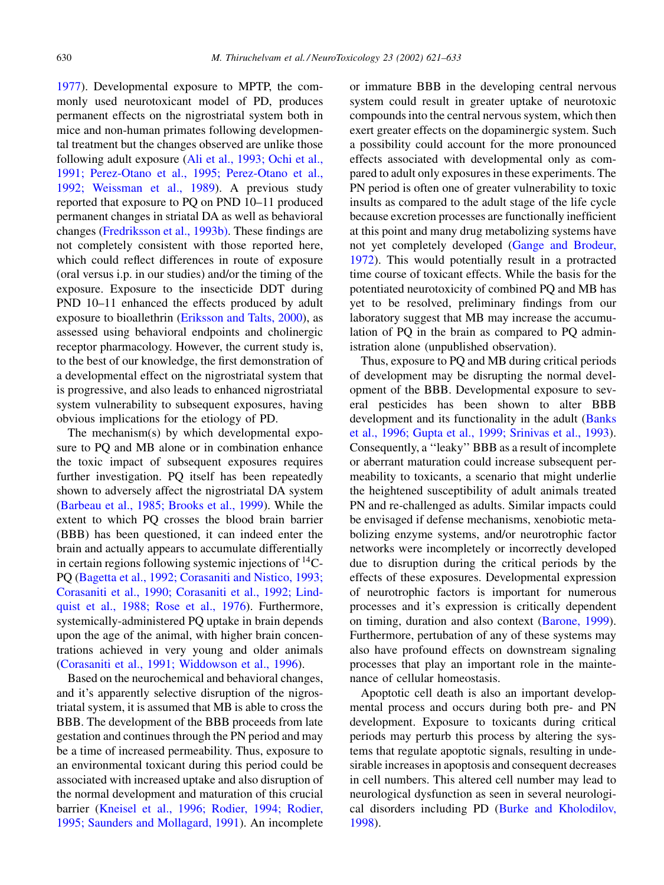1977). Developmental exposure to MPTP, the commonly used neurotoxicant model of PD, produces permanent effects on the nigrostriatal system both in mice and non-human primates following developmental treatment but the changes observed are unlike those following adult exposure (Ali et al., 1993; Ochi et al., 1991; Perez-Otano et al., 1995; Perez-Otano et al., 1992; Weissman et al., 1989). A previous study reported that exposure to PQ on PND 10–11 produced permanent changes in striatal DA as well as behavioral changes (Fredriksson et al., 1993b). These findings are not completely consistent with those reported here, which could reflect differences in route of exposure (oral versus i.p. in our studies) and/or the timing of the exposure. Exposure to the insecticide DDT during PND 10–11 enhanced the effects produced by adult exposure to bioallethrin (Eriksson and Talts, 2000), as assessed using behavioral endpoints and cholinergic receptor pharmacology. However, the current study is, to the best of our knowledge, the first demonstration of a developmental effect on the nigrostriatal system that is progressive, and also leads to enhanced nigrostriatal system vulnerability to subsequent exposures, having obvious implications for the etiology of PD.

The mechanism(s) by which developmental exposure to PQ and MB alone or in combination enhance the toxic impact of subsequent exposures requires further investigation. PQ itself has been repeatedly shown to adversely affect the nigrostriatal DA system (Barbeau et al., 1985; Brooks et al., 1999). While the extent to which PQ crosses the blood brain barrier (BBB) has been questioned, it can indeed enter the brain and actually appears to accumulate differentially in certain regions following systemic injections of $^{14}$C-PQ (Bagetta et al., 1992; Corasaniti and Nistico, 1993; Corasaniti et al., 1990; Corasaniti et al., 1992; Lindquist et al., 1988; Rose et al., 1976). Furthermore, systemically-administered PQ uptake in brain depends upon the age of the animal, with higher brain concentrations achieved in very young and older animals (Corasaniti et al., 1991; Widdowson et al., 1996).

Based on the neurochemical and behavioral changes, and it's apparently selective disruption of the nigrostriatal system, it is assumed that MB is able to cross the BBB. The development of the BBB proceeds from late gestation and continues through the PN period and may be a time of increased permeability. Thus, exposure to an environmental toxicant during this period could be associated with increased uptake and also disruption of the normal development and maturation of this crucial barrier (Kneisel et al., 1996; Rodier, 1994; Rodier, 1995; Saunders and Mollagard, 1991). An incomplete or immature BBB in the developing central nervous system could result in greater uptake of neurotoxic compounds into the central nervous system, which then exert greater effects on the dopaminergic system. Such a possibility could account for the more pronounced effects associated with developmental only as compared to adult only exposures in these experiments. The PN period is often one of greater vulnerability to toxic insults as compared to the adult stage of the life cycle because excretion processes are functionally inefficient at this point and many drug metabolizing systems have not yet completely developed (Gange and Brodeur, 1972). This would potentially result in a protracted time course of toxicant effects. While the basis for the potentiated neurotoxicity of combined PQ and MB has yet to be resolved, preliminary findings from our laboratory suggest that MB may increase the accumulation of PQ in the brain as compared to PQ administration alone (unpublished observation).

Thus, exposure to PQ and MB during critical periods of development may be disrupting the normal development of the BBB. Developmental exposure to several pesticides has been shown to alter BBB development and its functionality in the adult (Banks et al., 1996; Gupta et al., 1999; Srinivas et al., 1993). Consequently, a ''leaky'' BBB as a result of incomplete or aberrant maturation could increase subsequent permeability to toxicants, a scenario that might underlie the heightened susceptibility of adult animals treated PN and re-challenged as adults. Similar impacts could be envisaged if defense mechanisms, xenobiotic metabolizing enzyme systems, and/or neurotrophic factor networks were incompletely or incorrectly developed due to disruption during the critical periods by the effects of these exposures. Developmental expression of neurotrophic factors is important for numerous processes and it's expression is critically dependent on timing, duration and also context (Barone, 1999). Furthermore, pertubation of any of these systems may also have profound effects on downstream signaling processes that play an important role in the maintenance of cellular homeostasis.

Apoptotic cell death is also an important developmental process and occurs during both pre- and PN development. Exposure to toxicants during critical periods may perturb this process by altering the systems that regulate apoptotic signals, resulting in undesirable increases in apoptosis and consequent decreases in cell numbers. This altered cell number may lead to neurological dysfunction as seen in several neurological disorders including PD (Burke and Kholodilov, 1998).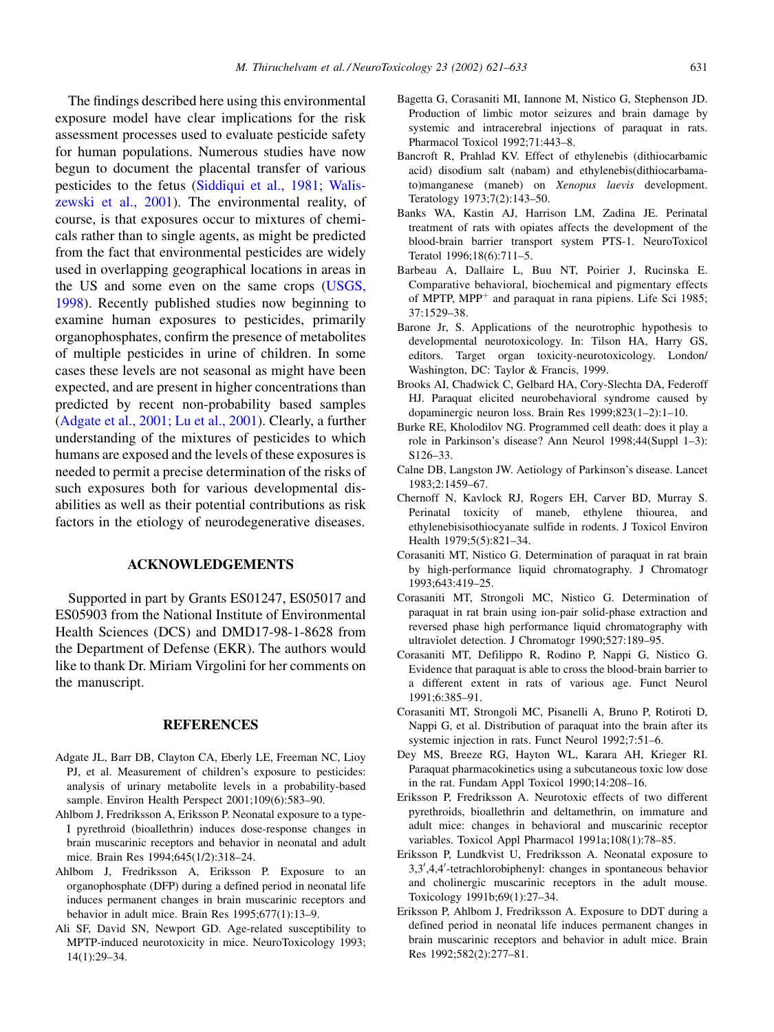The findings described here using this environmental exposure model have clear implications for the risk assessment processes used to evaluate pesticide safety for human populations. Numerous studies have now begun to document the placental transfer of various pesticides to the fetus (Siddiqui et al., 1981; Waliszewski et al., 2001). The environmental reality, of course, is that exposures occur to mixtures of chemicals rather than to single agents, as might be predicted from the fact that environmental pesticides are widely used in overlapping geographical locations in areas in the US and some even on the same crops (USGS, 1998). Recently published studies now beginning to examine human exposures to pesticides, primarily organophosphates, confirm the presence of metabolites of multiple pesticides in urine of children. In some cases these levels are not seasonal as might have been expected, and are present in higher concentrations than predicted by recent non-probability based samples (Adgate et al., 2001; Lu et al., 2001). Clearly, a further understanding of the mixtures of pesticides to which humans are exposed and the levels of these exposures is needed to permit a precise determination of the risks of such exposures both for various developmental disabilities as well as their potential contributions as risk factors in the etiology of neurodegenerative diseases.

## ACKNOWLEDGEMENTS

Supported in part by Grants ES01247, ES05017 and ES05903 from the National Institute of Environmental Health Sciences (DCS) and DMD17-98-1-8628 from the Department of Defense (EKR). The authors would like to thank Dr. Miriam Virgolini for her comments on the manuscript.

## REFERENCES

Adgate JL, Barr DB, Clayton CA, Eberly LE, Freeman NC, Lioy PJ, et al. Measurement of children's exposure to pesticides: analysis of urinary metabolite levels in a probability-based sample. Environ Health Perspect 2001;109(6):583–90.

Ahlbom J, Fredriksson A, Eriksson P. Neonatal exposure to a type-I pyrethroid (bioallethrin) induces dose-response changes in brain muscarinic receptors and behavior in neonatal and adult mice. Brain Res 1994;645(1/2):318–24.

Ahlbom J, Fredriksson A, Eriksson P. Exposure to an organophosphate (DFP) during a defined period in neonatal life induces permanent changes in brain muscarinic receptors and behavior in adult mice. Brain Res 1995;677(1):13–9.

Ali SF, David SN, Newport GD. Age-related susceptibility to MPTP-induced neurotoxicity in mice. NeuroToxicology 1993;14(1):29–34.

Bagetta G, Corasaniti MI, Iannone M, Nistico G, Stephenson JD. Production of limbic motor seizures and brain damage by systemic and intracerebral injections of paraquat in rats. Pharmacol Toxicol 1992;71:443–8.

Bancroft R, Prahlad KV. Effect of ethylenebis (dithiocarbamic acid) disodium salt (nabam) and ethylenebis(dithiocarbamato)manganese (maneb) on *Xenopus laevis* development. Teratology 1973;7(2):143–50.

Banks WA, Kastin AJ, Harrison LM, Zadina JE. Perinatal treatment of rats with opiates affects the development of the blood-brain barrier transport system PTS-1. NeuroToxicol Teratol 1996;18(6):711–5.

Barbeau A, Dallaire L, Buu NT, Poirier J, Rucinska E. Comparative behavioral, biochemical and pigmentary effects of MPTP, $MPP^+$ and paraquat in rana pipiens. Life Sci 1985;37:1529–38.

Barone Jr, S. Applications of the neurotrophic hypothesis to developmental neurotoxicology. In: Tilson HA, Harry GS, editors. Target organ toxicity-neurotoxicology. London/Washington, DC: Taylor & Francis, 1999.

Brooks AI, Chadwick C, Gelbard HA, Cory-Slechta DA, Federoff HJ. Paraquat elicited neurobehavioral syndrome caused by dopaminergic neuron loss. Brain Res 1999;823(1–2):1–10.

Burke RE, Kholodilov NG. Programmed cell death: does it play a role in Parkinson's disease? Ann Neurol 1998;44(Suppl 1–3):S126–33.

Calne DB, Langston JW. Aetiology of Parkinson's disease. Lancet 1983;2:1459–67.

Chernoff N, Kavlock RJ, Rogers EH, Carver BD, Murray S. Perinatal toxicity of maneb, ethylene thiourea, and ethylenebisisothiocyanate sulfide in rodents. J Toxicol Environ Health 1979;5(5):821–34.

Corasaniti MT, Nistico G. Determination of paraquat in rat brain by high-performance liquid chromatography. J Chromatogr 1993;643:419–25.

Corasaniti MT, Strongoli MC, Nistico G. Determination of paraquat in rat brain using ion-pair solid-phase extraction and reversed phase high performance liquid chromatography with ultraviolet detection. J Chromatogr 1990;527:189–95.

Corasaniti MT, Defilippo R, Rodino P, Nappi G, Nistico G. Evidence that paraquat is able to cross the blood-brain barrier to a different extent in rats of various age. Funct Neurol 1991;6:385–91.

Corasaniti MT, Strongoli MC, Pisanelli A, Bruno P, Rotiroti D, Nappi G, et al. Distribution of paraquat into the brain after its systemic injection in rats. Funct Neurol 1992;7:51–6.

Dey MS, Breeze RG, Hayton WL, Karara AH, Krieger RI. Paraquat pharmacokinetics using a subcutaneous toxic low dose in the rat. Fundam Appl Toxicol 1990;14:208–16.

Eriksson P, Fredriksson A. Neurotoxic effects of two different pyrethroids, bioallethrin and deltamethrin, on immature and adult mice: changes in behavioral and muscarinic receptor variables. Toxicol Appl Pharmacol 1991a;108(1):78–85.

Eriksson P, Lundkvist U, Fredriksson A. Neonatal exposure to 3,3′,4,4′-tetrachlorobiphenyl: changes in spontaneous behavior and cholinergic muscarinic receptors in the adult mouse. Toxicology 1991b;69(1):27–34.

Eriksson P, Ahlbom J, Fredriksson A. Exposure to DDT during a defined period in neonatal life induces permanent changes in brain muscarinic receptors and behavior in adult mice. Brain Res 1992;582(2):277–81.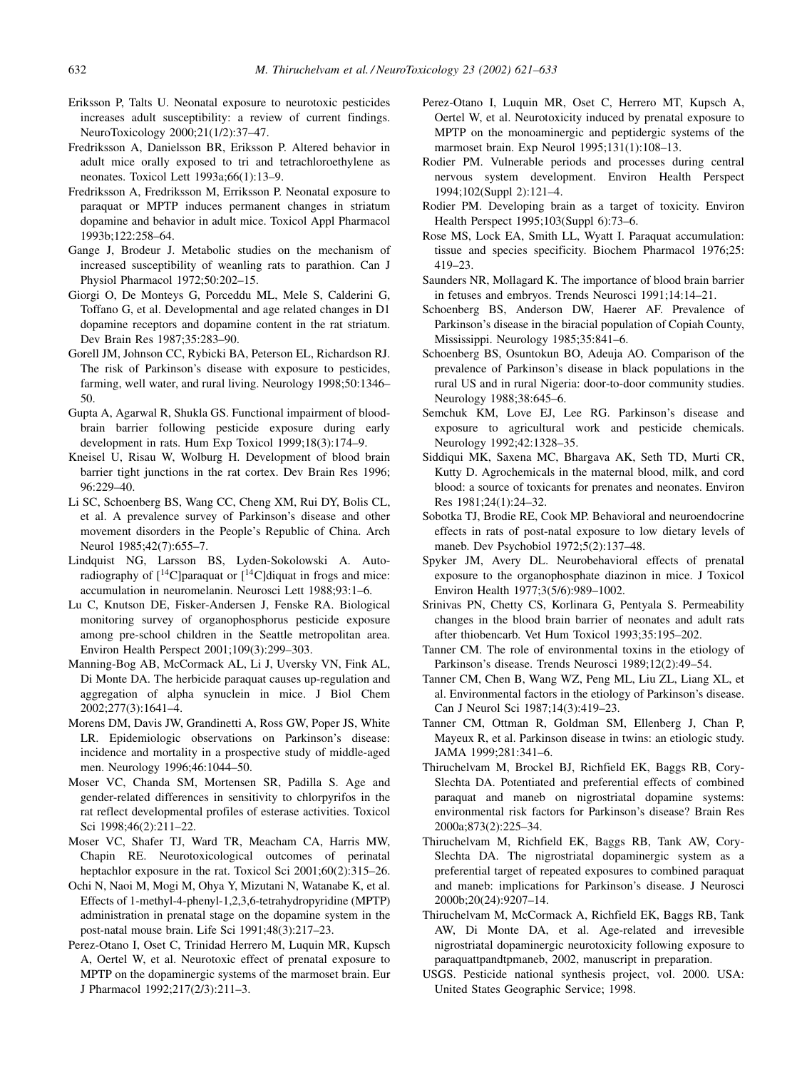Eriksson P, Talts U. Neonatal exposure to neurotoxic pesticides increases adult susceptibility: a review of current findings. NeuroToxicology 2000;21(1/2):37–47.

Fredriksson A, Danielsson BR, Eriksson P. Altered behavior in adult mice orally exposed to tri and tetrachloroethylene as neonates. Toxicol Lett 1993a;66(1):13–9.

Fredriksson A, Fredriksson M, Erriksson P. Neonatal exposure to paraquat or MPTP induces permanent changes in striatum dopamine and behavior in adult mice. Toxicol Appl Pharmacol 1993b;122:258–64.

Gange J, Brodeur J. Metabolic studies on the mechanism of increased susceptibility of weanling rats to parathion. Can J Physiol Pharmacol 1972;50:202–15.

Giorgi O, De Monteys G, Porceddu ML, Mele S, Calderini G, Toffano G, et al. Developmental and age related changes in D1 dopamine receptors and dopamine content in the rat striatum. Dev Brain Res 1987;35:283–90.

Gorell JM, Johnson CC, Rybicki BA, Peterson EL, Richardson RJ. The risk of Parkinson's disease with exposure to pesticides, farming, well water, and rural living. Neurology 1998;50:1346–50.

Gupta A, Agarwal R, Shukla GS. Functional impairment of blood-brain barrier following pesticide exposure during early development in rats. Hum Exp Toxicol 1999;18(3):174–9.

Kneisel U, Risau W, Wolburg H. Development of blood brain barrier tight junctions in the rat cortex. Dev Brain Res 1996; 96:229–40.

Li SC, Schoenberg BS, Wang CC, Cheng XM, Rui DY, Bolis CL, et al. A prevalence survey of Parkinson's disease and other movement disorders in the People's Republic of China. Arch Neurol 1985;42(7):655–7.

Lindquist NG, Larsson BS, Lyden-Sokolowski A. Autoradiography of [$^{14}$C]paraquat or [$^{14}$C]diquat in frogs and mice: accumulation in neuromelanin. Neurosci Lett 1988;93:1–6.

Lu C, Knutson DE, Fisker-Andersen J, Fenske RA. Biological monitoring survey of organophosphorus pesticide exposure among pre-school children in the Seattle metropolitan area. Environ Health Perspect 2001;109(3):299–303.

Manning-Bog AB, McCormack AL, Li J, Uversky VN, Fink AL, Di Monte DA. The herbicide paraquat causes up-regulation and aggregation of alpha synuclein in mice. J Biol Chem 2002;277(3):1641–4.

Morens DM, Davis JW, Grandinetti A, Ross GW, Poper JS, White LR. Epidemiologic observations on Parkinson's disease: incidence and mortality in a prospective study of middle-aged men. Neurology 1996;46:1044–50.

Moser VC, Chanda SM, Mortensen SR, Padilla S. Age and gender-related differences in sensitivity to chlorpyrifos in the rat reflect developmental profiles of esterase activities. Toxicol Sci 1998;46(2):211–22.

Moser VC, Shafer TJ, Ward TR, Meacham CA, Harris MW, Chapin RE. Neurotoxicological outcomes of perinatal heptachlor exposure in the rat. Toxicol Sci 2001;60(2):315–26.

Ochi N, Naoi M, Mogi M, Ohya Y, Mizutani N, Watanabe K, et al. Effects of 1-methyl-4-phenyl-1,2,3,6-tetrahydropyridine (MPTP) administration in prenatal stage on the dopamine system in the post-natal mouse brain. Life Sci 1991;48(3):217–23.

Perez-Otano I, Oset C, Trinidad Herrero M, Luquin MR, Kupsch A, Oertel W, et al. Neurotoxic effect of prenatal exposure to MPTP on the dopaminergic systems of the marmoset brain. Eur J Pharmacol 1992;217(2/3):211–3.

Perez-Otano I, Luquin MR, Oset C, Herrero MT, Kupsch A, Oertel W, et al. Neurotoxicity induced by prenatal exposure to MPTP on the monoaminergic and peptidergic systems of the marmoset brain. Exp Neurol 1995;131(1):108–13.

Rodier PM. Vulnerable periods and processes during central nervous system development. Environ Health Perspect 1994;102(Suppl 2):121–4.

Rodier PM. Developing brain as a target of toxicity. Environ Health Perspect 1995;103(Suppl 6):73–6.

Rose MS, Lock EA, Smith LL, Wyatt I. Paraquat accumulation: tissue and species specificity. Biochem Pharmacol 1976;25: 419–23.

Saunders NR, Mollagard K. The importance of blood brain barrier in fetuses and embryos. Trends Neurosci 1991;14:14–21.

Schoenberg BS, Anderson DW, Haerer AF. Prevalence of Parkinson's disease in the biracial population of Copiah County, Mississippi. Neurology 1985;35:841–6.

Schoenberg BS, Osuntokun BO, Adeuja AO. Comparison of the prevalence of Parkinson's disease in black populations in the rural US and in rural Nigeria: door-to-door community studies. Neurology 1988;38:645–6.

Semchuk KM, Love EJ, Lee RG. Parkinson's disease and exposure to agricultural work and pesticide chemicals. Neurology 1992;42:1328–35.

Siddiqui MK, Saxena MC, Bhargava AK, Seth TD, Murti CR, Kutty D. Agrochemicals in the maternal blood, milk, and cord blood: a source of toxicants for prenates and neonates. Environ Res 1981;24(1):24–32.

Sobotka TJ, Brodie RE, Cook MP. Behavioral and neuroendocrine effects in rats of post-natal exposure to low dietary levels of maneb. Dev Psychobiol 1972;5(2):137–48.

Spyker JM, Avery DL. Neurobehavioral effects of prenatal exposure to the organophosphate diazinon in mice. J Toxicol Environ Health 1977;3(5/6):989–1002.

Srinivas PN, Chetty CS, Korlinara G, Pentyala S. Permeability changes in the blood brain barrier of neonates and adult rats after thiobencarb. Vet Hum Toxicol 1993;35:195–202.

Tanner CM. The role of environmental toxins in the etiology of Parkinson's disease. Trends Neurosci 1989;12(2):49–54.

Tanner CM, Chen B, Wang WZ, Peng ML, Liu ZL, Liang XL, et al. Environmental factors in the etiology of Parkinson's disease. Can J Neurol Sci 1987;14(3):419–23.

Tanner CM, Ottman R, Goldman SM, Ellenberg J, Chan P, Mayeux R, et al. Parkinson disease in twins: an etiologic study. JAMA 1999;281:341–6.

Thiruchelvam M, Brockel BJ, Richfield EK, Baggs RB, Cory-Slechta DA. Potentiated and preferential effects of combined paraquat and maneb on nigrostriatal dopamine systems: environmental risk factors for Parkinson's disease? Brain Res 2000a;873(2):225–34.

Thiruchelvam M, Richfield EK, Baggs RB, Tank AW, Cory-Slechta DA. The nigrostriatal dopaminergic system as a preferential target of repeated exposures to combined paraquat and maneb: implications for Parkinson's disease. J Neurosci 2000b;20(24):9207–14.

Thiruchelvam M, McCormack A, Richfield EK, Baggs RB, Tank AW, Di Monte DA, et al. Age-related and irrevesible nigrostriatal dopaminergic neurotoxicity following exposure to paraquattpandtpmaneb, 2002, manuscript in preparation.

USGS. Pesticide national synthesis project, vol. 2000. USA: United States Geographic Service; 1998.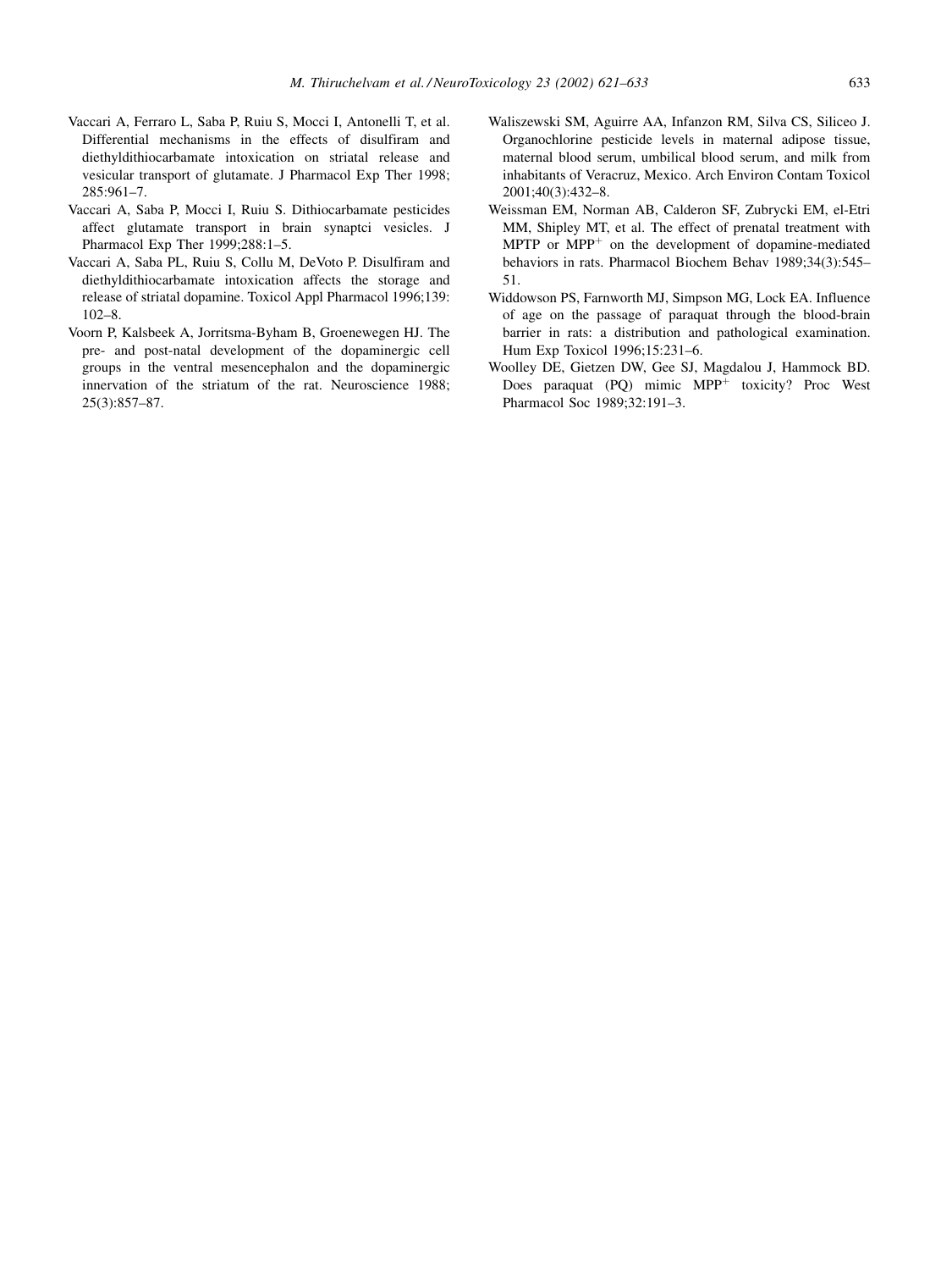Vaccari A, Ferraro L, Saba P, Ruiu S, Mocci I, Antonelli T, et al. Differential mechanisms in the effects of disulfiram and diethyldithiocarbamate intoxication on striatal release and vesicular transport of glutamate. J Pharmacol Exp Ther 1998; 285:961–7.

Vaccari A, Saba P, Mocci I, Ruiu S. Dithiocarbamate pesticides affect glutamate transport in brain synaptci vesicles. J Pharmacol Exp Ther 1999;288:1–5.

Vaccari A, Saba PL, Ruiu S, Collu M, DeVoto P. Disulfiram and diethyldithiocarbamate intoxication affects the storage and release of striatal dopamine. Toxicol Appl Pharmacol 1996;139: 102–8.

Voorn P, Kalsbeek A, Jorritsma-Byham B, Groenewegen HJ. The pre- and post-natal development of the dopaminergic cell groups in the ventral mesencephalon and the dopaminergic innervation of the striatum of the rat. Neuroscience 1988; 25(3):857–87.

Waliszewski SM, Aguirre AA, Infanzon RM, Silva CS, Siliceo J. Organochlorine pesticide levels in maternal adipose tissue, maternal blood serum, umbilical blood serum, and milk from inhabitants of Veracruz, Mexico. Arch Environ Contam Toxicol 2001;40(3):432–8.

Weissman EM, Norman AB, Calderon SF, Zubrycki EM, el-Etri MM, Shipley MT, et al. The effect of prenatal treatment with MPTP or $MPP^{+}$ on the development of dopamine-mediated behaviors in rats. Pharmacol Biochem Behav 1989;34(3):545–51.

Widdowson PS, Farnworth MJ, Simpson MG, Lock EA. Influence of age on the passage of paraquat through the blood-brain barrier in rats: a distribution and pathological examination. Hum Exp Toxicol 1996;15:231–6.

Woolley DE, Gietzen DW, Gee SJ, Magdalou J, Hammock BD. Does paraquat (PQ) mimic $MPP^{+}$ toxicity? Proc West Pharmacol Soc 1989;32:191–3.